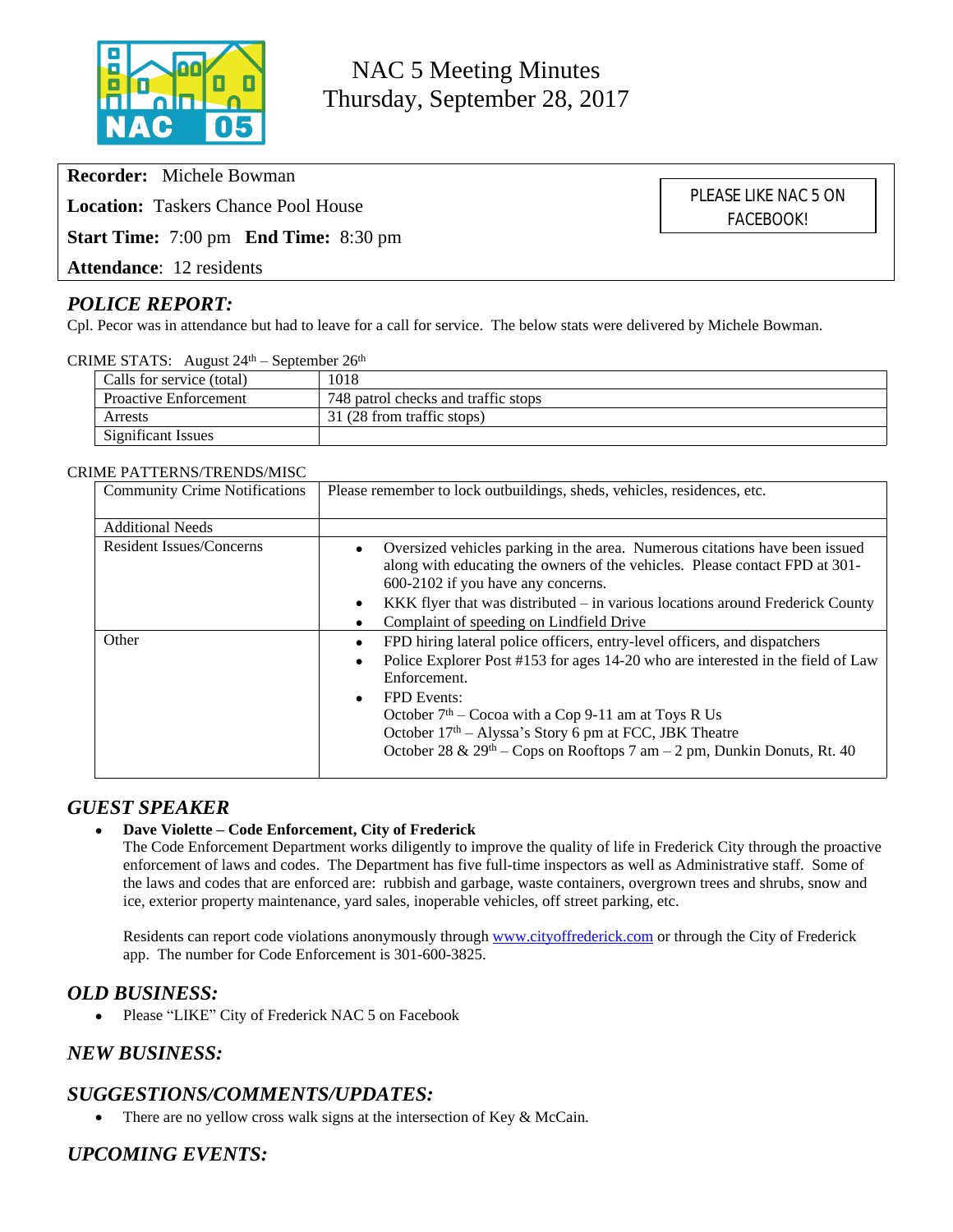# NAC 5 Meeting Minutes
Thursday, September 28, 2017

**Recorder:** Michele Bowman

**Location:** Taskers Chance Pool House

**Start Time:** 7:00 pm **End Time:** 8:30 pm

**Attendance**: 12 residents

PLEASE LIKE NAC 5 ON FACEBOOK!

## *POLICE REPORT:*

Cpl. Pecor was in attendance but had to leave for a call for service. The below stats were delivered by Michele Bowman.

CRIME STATS: August 24th – September 26th

| Calls for service (total) | 1018 |
|---|---|
| Proactive Enforcement | 748 patrol checks and traffic stops |
| Arrests | 31 (28 from traffic stops) |
| Significant Issues | |

CRIME PATTERNS/TRENDS/MISC

| Community Crime Notifications | Please remember to lock outbuildings, sheds, vehicles, residences, etc. |
|---|---|
| Additional Needs | |
| Resident Issues/Concerns | • Oversized vehicles parking in the area. Numerous citations have been issued along with educating the owners of the vehicles. Please contact FPD at 301-600-2102 if you have any concerns.<br>• KKK flyer that was distributed – in various locations around Frederick County<br>• Complaint of speeding on Lindfield Drive |
| Other | • FPD hiring lateral police officers, entry-level officers, and dispatchers<br>• Police Explorer Post #153 for ages 14-20 who are interested in the field of Law Enforcement.<br>• FPD Events:<br>October 7th – Cocoa with a Cop 9-11 am at Toys R Us<br>October 17th – Alyssa's Story 6 pm at FCC, JBK Theatre<br>October 28 & 29th – Cops on Rooftops 7 am – 2 pm, Dunkin Donuts, Rt. 40 |

## *GUEST SPEAKER*

- **Dave Violette – Code Enforcement, City of Frederick**
  The Code Enforcement Department works diligently to improve the quality of life in Frederick City through the proactive enforcement of laws and codes. The Department has five full-time inspectors as well as Administrative staff. Some of the laws and codes that are enforced are: rubbish and garbage, waste containers, overgrown trees and shrubs, snow and ice, exterior property maintenance, yard sales, inoperable vehicles, off street parking, etc.

  Residents can report code violations anonymously through www.cityoffrederick.com or through the City of Frederick app. The number for Code Enforcement is 301-600-3825.

## *OLD BUSINESS:*

- Please "LIKE" City of Frederick NAC 5 on Facebook

## *NEW BUSINESS:*

## *SUGGESTIONS/COMMENTS/UPDATES:*

- There are no yellow cross walk signs at the intersection of Key & McCain.

## *UPCOMING EVENTS:*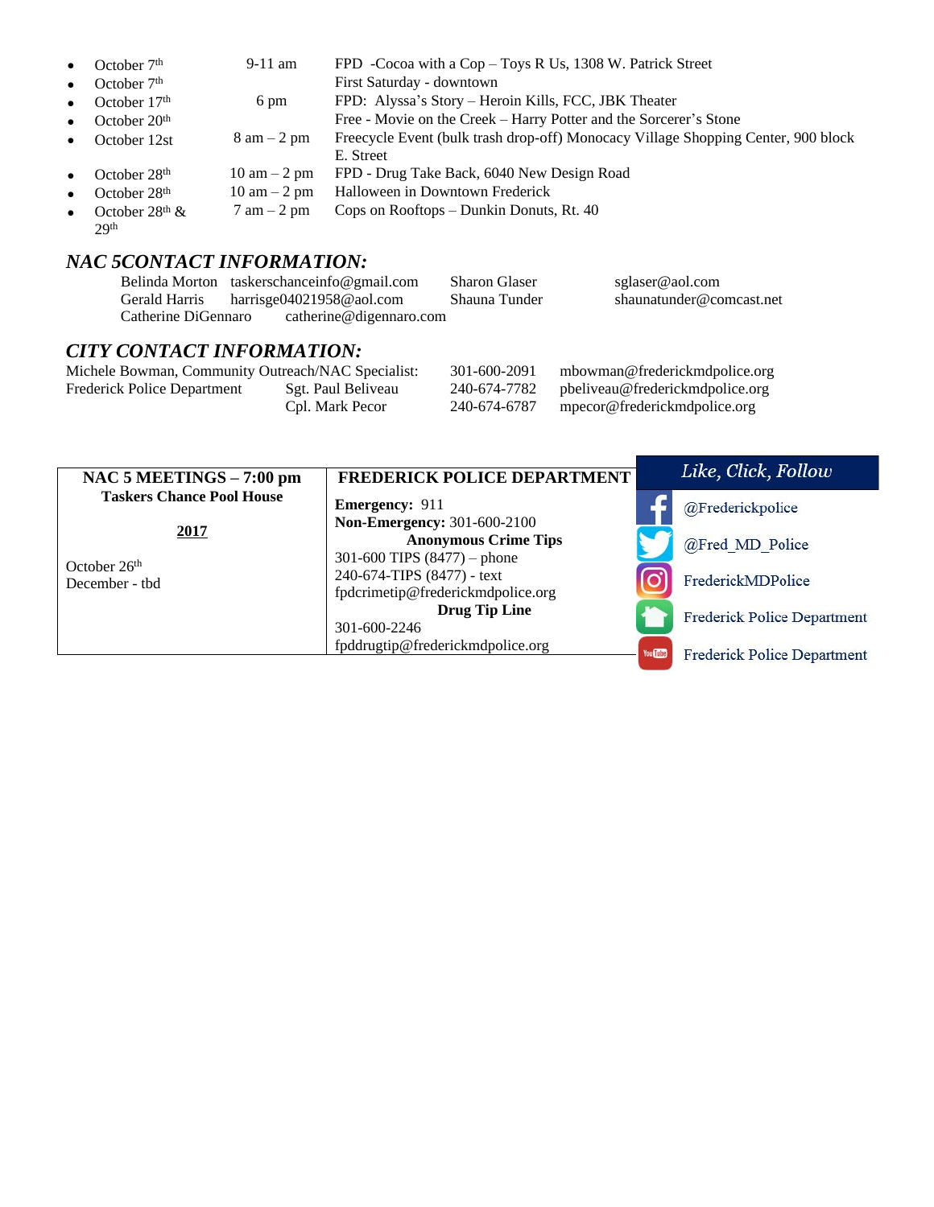- October 7th | 9-11 am | FPD -Cocoa with a Cop – Toys R Us, 1308 W. Patrick Street
- October 7th | First Saturday - downtown
- October 17th | 6 pm | FPD: Alyssa's Story – Heroin Kills, FCC, JBK Theater
- October 20th | Free - Movie on the Creek – Harry Potter and the Sorcerer's Stone
- October 12st | 8 am – 2 pm | Freecycle Event (bulk trash drop-off) Monocacy Village Shopping Center, 900 block E. Street
- October 28th | 10 am – 2 pm | FPD - Drug Take Back, 6040 New Design Road
- October 28th | 10 am – 2 pm | Halloween in Downtown Frederick
- October 28th & 29th | 7 am – 2 pm | Cops on Rooftops – Dunkin Donuts, Rt. 40

## *NAC 5CONTACT INFORMATION:*

| | | | |
|---|---|---|---|
| Belinda Morton | taskerschanceinfo@gmail.com | Sharon Glaser | sglaser@aol.com |
| Gerald Harris | harrisge04021958@aol.com | Shauna Tunder | shaunatunder@comcast.net |
| Catherine DiGennaro | catherine@digennaro.com | | |

## *CITY CONTACT INFORMATION:*

| | | | |
|---|---|---|---|
| Michele Bowman, Community Outreach/NAC Specialist: | | 301-600-2091 | mbowman@frederickmdpolice.org |
| Frederick Police Department | Sgt. Paul Beliveau | 240-674-7782 | pbeliveau@frederickmdpolice.org |
| | Cpl. Mark Pecor | 240-674-6787 | mpecor@frederickmdpolice.org |

| NAC 5 MEETINGS – 7:00 pm | FREDERICK POLICE DEPARTMENT | *Like, Click, Follow* |
|---|---|---|
| **Taskers Chance Pool House**<br>**2017**<br>October 26th<br>December - tbd | **Emergency:** 911<br>**Non-Emergency:** 301-600-2100<br>**Anonymous Crime Tips**<br>301-600 TIPS (8477) – phone<br>240-674-TIPS (8477) - text<br>fpdcrimetip@frederickmdpolice.org<br>**Drug Tip Line**<br>301-600-2246<br>fpddrugtip@frederickmdpolice.org | @Frederickpolice<br>@Fred_MD_Police<br>FrederickMDPolice<br>Frederick Police Department<br>Frederick Police Department |